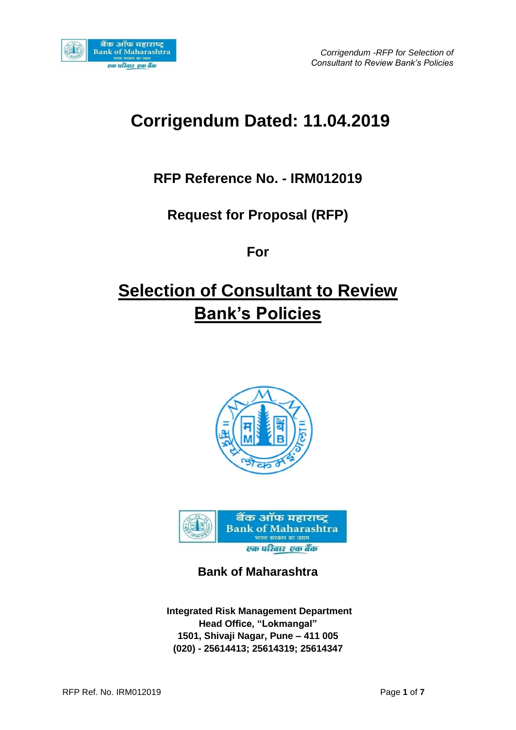# Corrigendum Dated: 11.04.2019

## RFP Reference No. - IRM012019

## Request for Proposal (RFP)

## For

# Selection of Consultant to Review Bank's Policies

**Bank of Maharashtra**

**Integrated Risk Management Department**
**Head Office, "Lokmangal"**
**1501, Shivaji Nagar, Pune – 411 005**
**(020) - 25614413; 25614319; 25614347**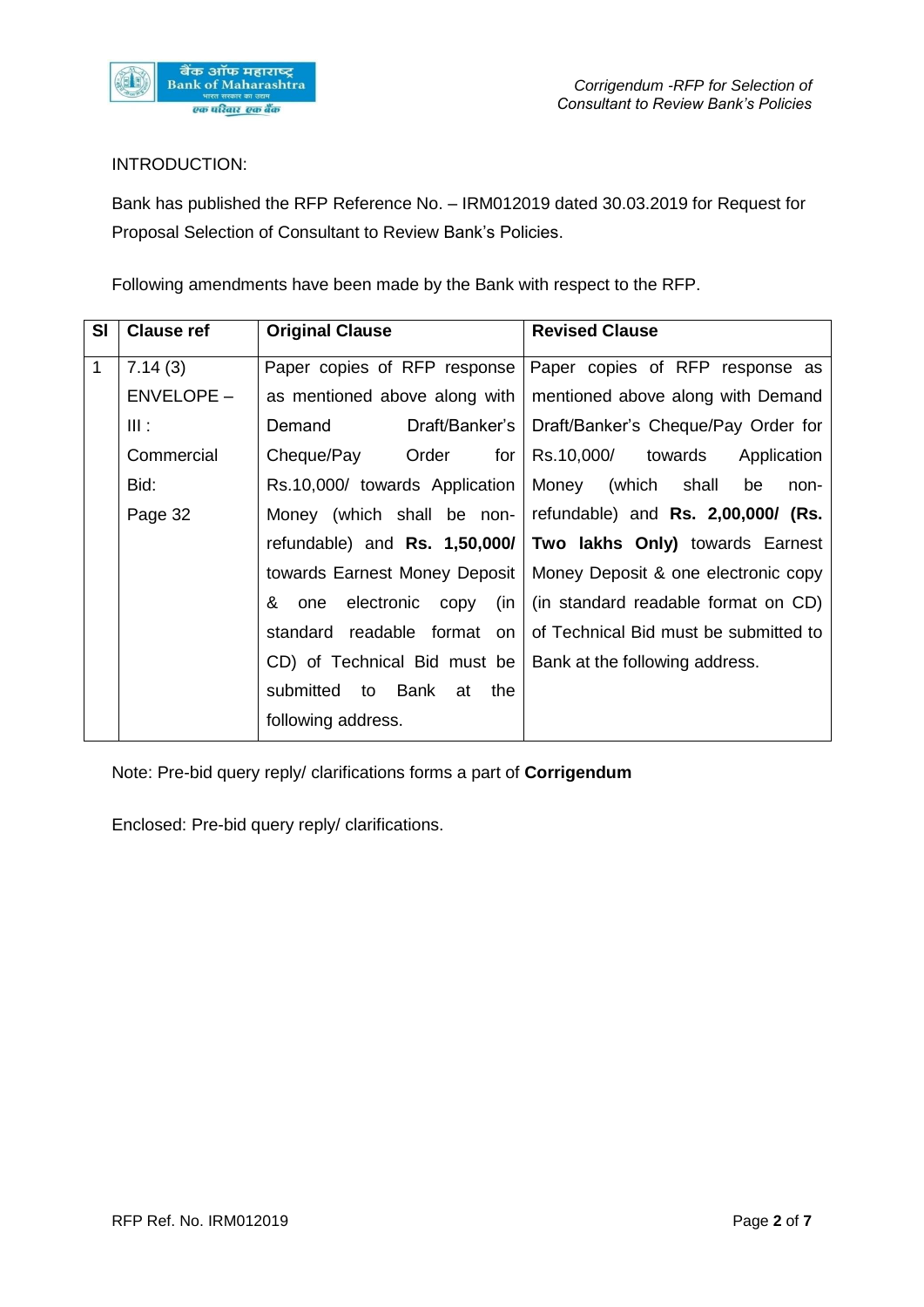INTRODUCTION:

Bank has published the RFP Reference No. – IRM012019 dated 30.03.2019 for Request for Proposal Selection of Consultant to Review Bank's Policies.

Following amendments have been made by the Bank with respect to the RFP.

| Sl | Clause ref | Original Clause | Revised Clause |
|---|---|---|---|
| 1 | 7.14 (3) ENVELOPE – III : Commercial Bid: Page 32 | Paper copies of RFP response as mentioned above along with Demand Draft/Banker's Cheque/Pay Order for Rs.10,000/ towards Application Money (which shall be non-refundable) and **Rs. 1,50,000/** towards Earnest Money Deposit & one electronic copy (in standard readable format on CD) of Technical Bid must be submitted to Bank at the following address. | Paper copies of RFP response as mentioned above along with Demand Draft/Banker's Cheque/Pay Order for Rs.10,000/ towards Application Money (which shall be non-refundable) and **Rs. 2,00,000/ (Rs. Two lakhs Only)** towards Earnest Money Deposit & one electronic copy (in standard readable format on CD) of Technical Bid must be submitted to Bank at the following address. |

Note: Pre-bid query reply/ clarifications forms a part of **Corrigendum**

Enclosed: Pre-bid query reply/ clarifications.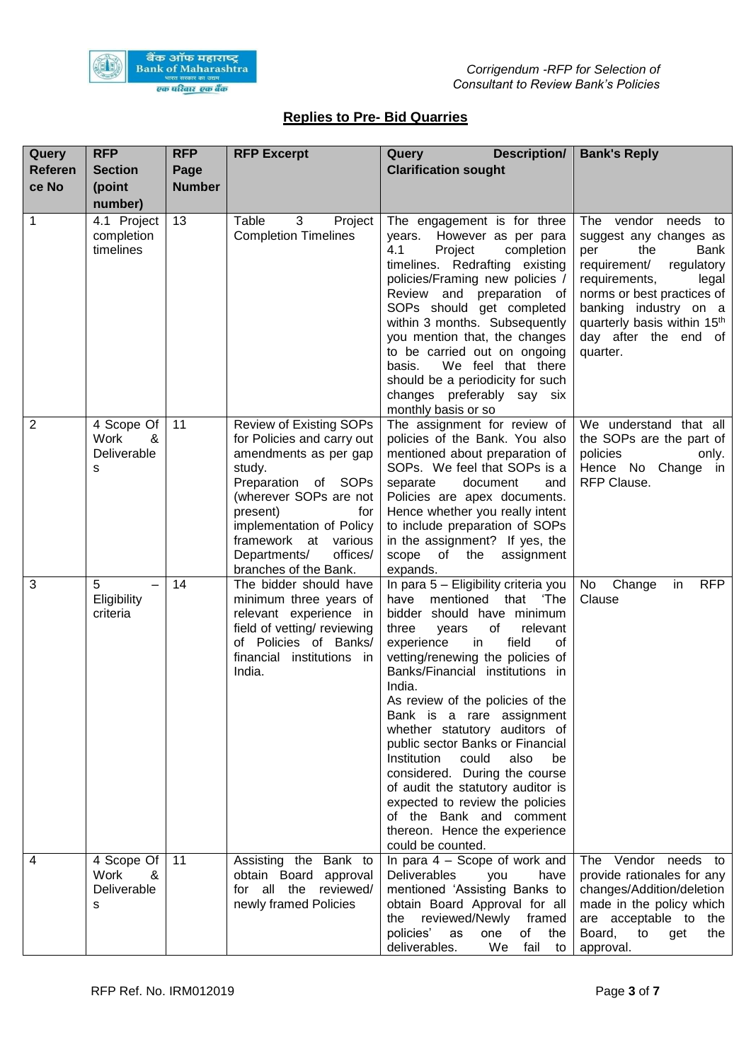## Replies to Pre- Bid Quarries

| Query Reference No | RFP Section (point number) | RFP Page Number | RFP Excerpt | Query Description/ Clarification sought | Bank's Reply |
|---|---|---|---|---|---|
| 1 | 4.1 Project completion timelines | 13 | Table 3 Project Completion Timelines | The engagement is for three years. However as per para 4.1 Project completion timelines. Redrafting existing policies/Framing new policies / Review and preparation of SOPs should get completed within 3 months. Subsequently you mention that, the changes to be carried out on ongoing basis. We feel that there should be a periodicity for such changes preferably say six monthly basis or so | The vendor needs to suggest any changes as per the Bank requirement/ regulatory requirements, legal norms or best practices of banking industry on a quarterly basis within 15th day after the end of quarter. |
| 2 | 4 Scope Of Work & Deliverables | 11 | Review of Existing SOPs for Policies and carry out amendments as per gap study. Preparation of SOPs (wherever SOPs are not present) for implementation of Policy framework at various Departments/ offices/ branches of the Bank. | The assignment for review of policies of the Bank. You also mentioned about preparation of SOPs. We feel that SOPs is a separate document and Policies are apex documents. Hence whether you really intent to include preparation of SOPs in the assignment? If yes, the scope of the assignment expands. | We understand that all the SOPs are the part of policies only. Hence No Change in RFP Clause. |
| 3 | 5 – Eligibility criteria | 14 | The bidder should have minimum three years of relevant experience in field of vetting/ reviewing of Policies of Banks/ financial institutions in India. | In para 5 – Eligibility criteria you have mentioned that 'The bidder should have minimum three years of relevant experience in field of vetting/renewing the policies of Banks/Financial institutions in India. As review of the policies of the Bank is a rare assignment whether statutory auditors of public sector Banks or Financial Institution could also be considered. During the course of audit the statutory auditor is expected to review the policies of the Bank and comment thereon. Hence the experience could be counted. | No Change in RFP Clause |
| 4 | 4 Scope Of Work & Deliverables | 11 | Assisting the Bank to obtain Board approval for all the reviewed/ newly framed Policies | In para 4 – Scope of work and Deliverables you have mentioned 'Assisting Banks to obtain Board Approval for all the reviewed/Newly framed policies' as one of the deliverables. We fail to | The Vendor needs to provide rationales for any changes/Addition/deletion made in the policy which are acceptable to the Board, to get the approval. |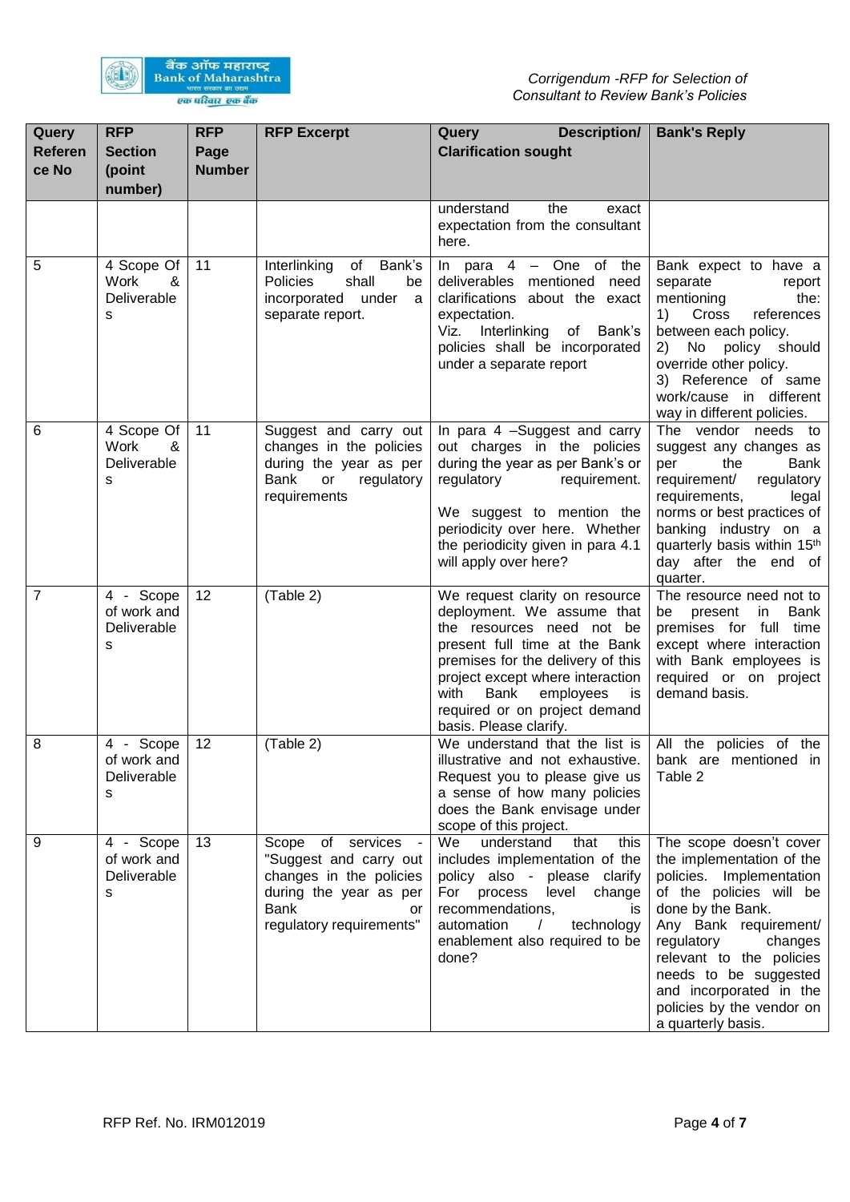| Query Reference No | RFP Section (point number) | RFP Page Number | RFP Excerpt | Query Description/ Clarification sought | Bank's Reply |
|---|---|---|---|---|---|
| | | | | understand the exact expectation from the consultant here. | |
| 5 | 4 Scope Of Work & Deliverables | 11 | Interlinking of Bank's Policies shall be incorporated under a separate report. | In para 4 – One of the deliverables mentioned need clarifications about the exact expectation. Viz. Interlinking of Bank's policies shall be incorporated under a separate report | Bank expect to have a separate report mentioning the: 1) Cross references between each policy. 2) No policy should override other policy. 3) Reference of same work/cause in different way in different policies. |
| 6 | 4 Scope Of Work & Deliverables | 11 | Suggest and carry out changes in the policies during the year as per Bank or regulatory requirements | In para 4 –Suggest and carry out charges in the policies during the year as per Bank's or regulatory requirement. We suggest to mention the periodicity over here. Whether the periodicity given in para 4.1 will apply over here? | The vendor needs to suggest any changes as per the Bank requirement/ regulatory requirements, legal norms or best practices of banking industry on a quarterly basis within 15th day after the end of quarter. |
| 7 | 4 - Scope of work and Deliverables | 12 | (Table 2) | We request clarity on resource deployment. We assume that the resources need not be present full time at the Bank premises for the delivery of this project except where interaction with Bank employees is required or on project demand basis. Please clarify. | The resource need not to be present in Bank premises for full time except where interaction with Bank employees is required or on project demand basis. |
| 8 | 4 - Scope of work and Deliverables | 12 | (Table 2) | We understand that the list is illustrative and not exhaustive. Request you to please give us a sense of how many policies does the Bank envisage under scope of this project. | All the policies of the bank are mentioned in Table 2 |
| 9 | 4 - Scope of work and Deliverables | 13 | Scope of services - "Suggest and carry out changes in the policies during the year as per Bank or regulatory requirements" | We understand that this includes implementation of the policy also - please clarify For process level change recommendations, is automation / technology enablement also required to be done? | The scope doesn't cover the implementation of the policies. Implementation of the policies will be done by the Bank. Any Bank requirement/ regulatory changes relevant to the policies needs to be suggested and incorporated in the policies by the vendor on a quarterly basis. |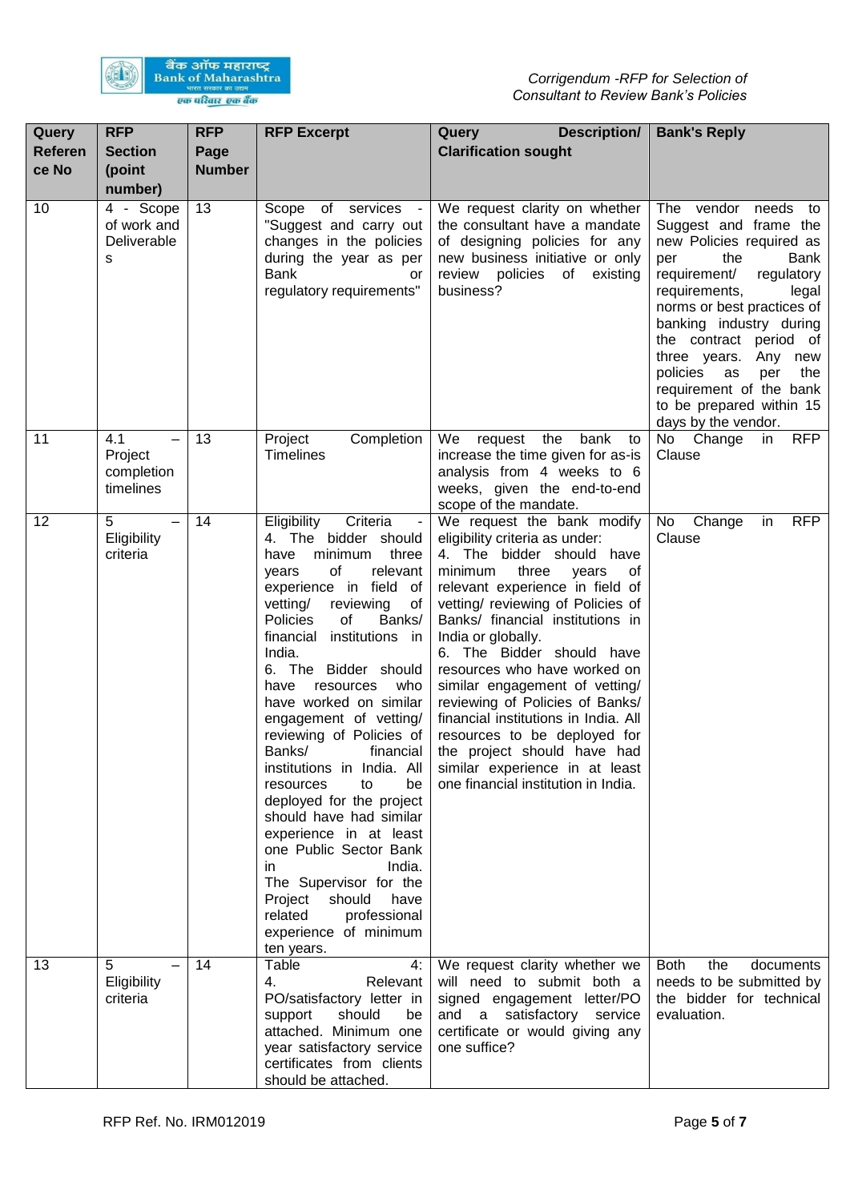| Query Reference No | RFP Section (point number) | RFP Page Number | RFP Excerpt | Query Description/ Clarification sought | Bank's Reply |
|---|---|---|---|---|---|
| 10 | 4 - Scope of work and Deliverables | 13 | Scope of services - "Suggest and carry out changes in the policies during the year as per Bank or regulatory requirements" | We request clarity on whether the consultant have a mandate of designing policies for any new business initiative or only review policies of existing business? | The vendor needs to Suggest and frame the new Policies required as per the Bank requirement/ regulatory requirements, legal norms or best practices of banking industry during the contract period of three years. Any new policies as per the requirement of the bank to be prepared within 15 days by the vendor. |
| 11 | 4.1 – Project completion timelines | 13 | Project Completion Timelines | We request the bank to increase the time given for as-is analysis from 4 weeks to 6 weeks, given the end-to-end scope of the mandate. | No Change in RFP Clause |
| 12 | 5 – Eligibility criteria | 14 | Eligibility Criteria - 4. The bidder should have minimum three years of relevant experience in field of vetting/ reviewing of Policies of Banks/ financial institutions in India. 6. The Bidder should have resources who have worked on similar engagement of vetting/ reviewing of Policies of Banks/ financial institutions in India. All resources to be deployed for the project should have had similar experience in at least one Public Sector Bank in India. The Supervisor for the Project should have related professional experience of minimum ten years. | We request the bank modify eligibility criteria as under: 4. The bidder should have minimum three years of relevant experience in field of vetting/ reviewing of Policies of Banks/ financial institutions in India or globally. 6. The Bidder should have resources who have worked on similar engagement of vetting/ reviewing of Policies of Banks/ financial institutions in India. All resources to be deployed for the project should have had similar experience in at least one financial institution in India. | No Change in RFP Clause |
| 13 | 5 – Eligibility criteria | 14 | Table 4: 4. Relevant PO/satisfactory letter in support should be attached. Minimum one year satisfactory service certificates from clients should be attached. | We request clarity whether we will need to submit both a signed engagement letter/PO and a satisfactory service certificate or would giving any one suffice? | Both the documents needs to be submitted by the bidder for technical evaluation. |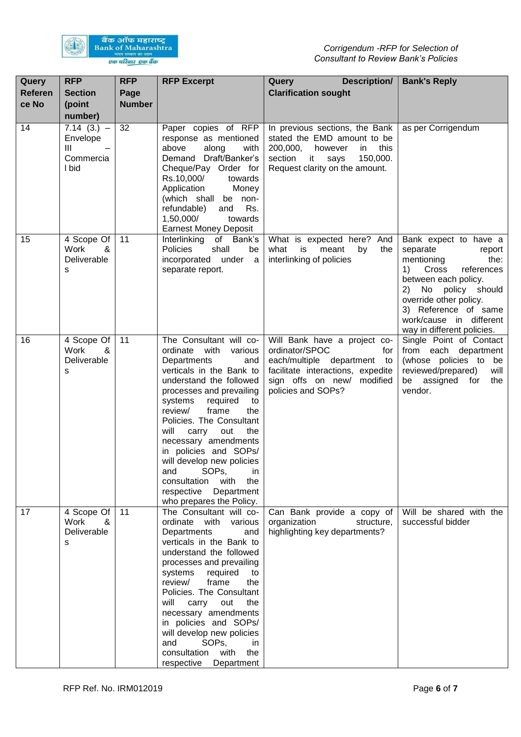| Query Reference No | RFP Section (point number) | RFP Page Number | RFP Excerpt | Query Description/ Clarification sought | Bank's Reply |
|---|---|---|---|---|---|
| 14 | 7.14 (3.) – Envelope III – Commercial bid | 32 | Paper copies of RFP response as mentioned above along with Demand Draft/Banker's Cheque/Pay Order for Rs.10,000/ towards Application Money (which shall be non-refundable) and Rs. 1,50,000/ towards Earnest Money Deposit | In previous sections, the Bank stated the EMD amount to be 200,000, however in this section it says 150,000. Request clarity on the amount. | as per Corrigendum |
| 15 | 4 Scope Of Work & Deliverables | 11 | Interlinking of Bank's Policies shall be incorporated under a separate report. | What is expected here? And what is meant by the interlinking of policies | Bank expect to have a separate report mentioning the:<br>1) Cross references between each policy.<br>2) No policy should override other policy.<br>3) Reference of same work/cause in different way in different policies. |
| 16 | 4 Scope Of Work & Deliverables | 11 | The Consultant will co-ordinate with various Departments and verticals in the Bank to understand the followed processes and prevailing systems required to review/ frame the Policies. The Consultant will carry out the necessary amendments in policies and SOPs/ will develop new policies and SOPs, in consultation with the respective Department who prepares the Policy. | Will Bank have a project co-ordinator/SPOC for each/multiple department to facilitate interactions, expedite sign offs on new/ modified policies and SOPs? | Single Point of Contact from each department (whose policies to be reviewed/prepared) will be assigned for the vendor. |
| 17 | 4 Scope Of Work & Deliverables | 11 | The Consultant will co-ordinate with various Departments and verticals in the Bank to understand the followed processes and prevailing systems required to review/ frame the Policies. The Consultant will carry out the necessary amendments in policies and SOPs/ will develop new policies and SOPs, in consultation with the respective Department | Can Bank provide a copy of organization structure, highlighting key departments? | Will be shared with the successful bidder |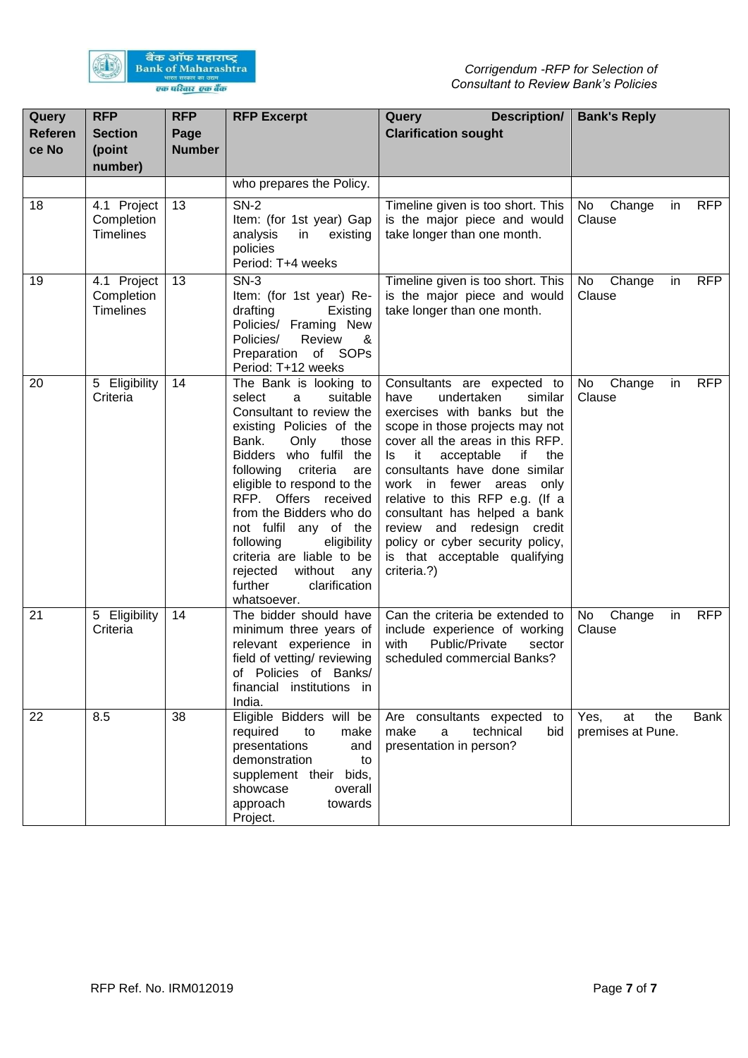| Query Reference No | RFP Section (point number) | RFP Page Number | RFP Excerpt | Query Description/ Clarification sought | Bank's Reply |
|---|---|---|---|---|---|
| | | | who prepares the Policy. | | |
| 18 | 4.1 Project Completion Timelines | 13 | SN-2<br>Item: (for 1st year) Gap analysis in existing policies<br>Period: T+4 weeks | Timeline given is too short. This is the major piece and would take longer than one month. | No Change in RFP Clause |
| 19 | 4.1 Project Completion Timelines | 13 | SN-3<br>Item: (for 1st year) Re-drafting Existing Policies/ Framing New Policies/ Review & Preparation of SOPs<br>Period: T+12 weeks | Timeline given is too short. This is the major piece and would take longer than one month. | No Change in RFP Clause |
| 20 | 5 Eligibility Criteria | 14 | The Bank is looking to select a suitable Consultant to review the existing Policies of the Bank. Only those Bidders who fulfil the following criteria are eligible to respond to the RFP. Offers received from the Bidders who do not fulfil any of the following eligibility criteria are liable to be rejected without any further clarification whatsoever. | Consultants are expected to have undertaken similar exercises with banks but the scope in those projects may not cover all the areas in this RFP. Is it acceptable if the consultants have done similar work in fewer areas only relative to this RFP e.g. (If a consultant has helped a bank review and redesign credit policy or cyber security policy, is that acceptable qualifying criteria.?) | No Change in RFP Clause |
| 21 | 5 Eligibility Criteria | 14 | The bidder should have minimum three years of relevant experience in field of vetting/ reviewing of Policies of Banks/ financial institutions in India. | Can the criteria be extended to include experience of working with Public/Private sector scheduled commercial Banks? | No Change in RFP Clause |
| 22 | 8.5 | 38 | Eligible Bidders will be required to make presentations and demonstration to supplement their bids, showcase overall approach towards Project. | Are consultants expected to make a technical bid presentation in person? | Yes, at the Bank premises at Pune. |